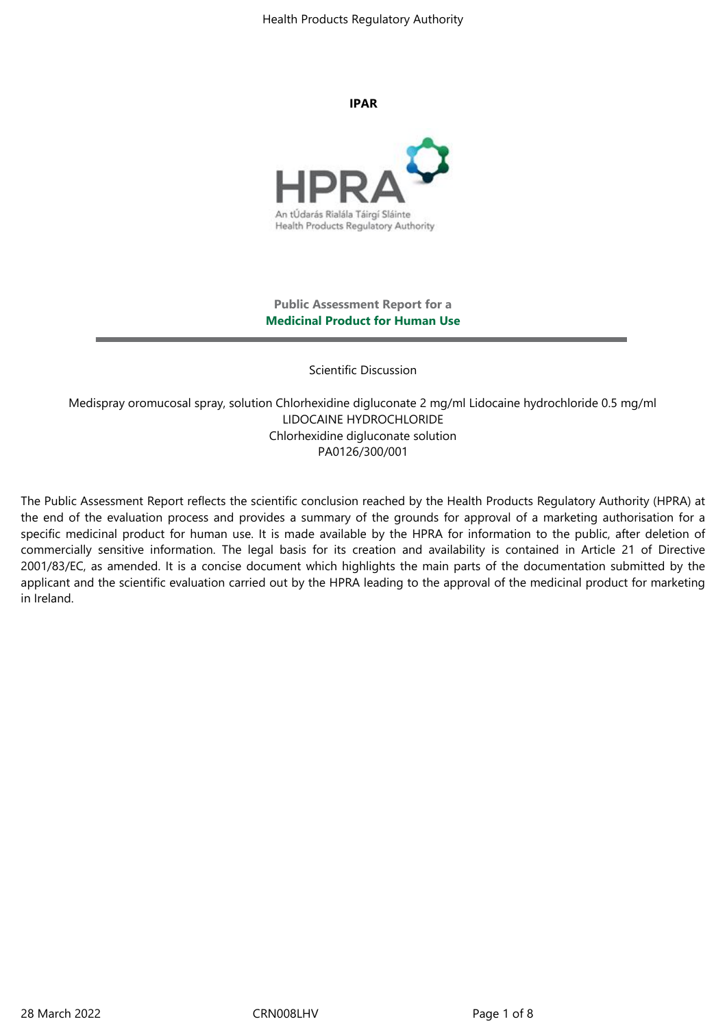# IPAR

**Public Assessment Report for a**
**Medicinal Product for Human Use**

---

Scientific Discussion

Medispray oromucosal spray, solution Chlorhexidine digluconate 2 mg/ml Lidocaine hydrochloride 0.5 mg/ml
LIDOCAINE HYDROCHLORIDE
Chlorhexidine digluconate solution
PA0126/300/001

The Public Assessment Report reflects the scientific conclusion reached by the Health Products Regulatory Authority (HPRA) at the end of the evaluation process and provides a summary of the grounds for approval of a marketing authorisation for a specific medicinal product for human use. It is made available by the HPRA for information to the public, after deletion of commercially sensitive information. The legal basis for its creation and availability is contained in Article 21 of Directive 2001/83/EC, as amended. It is a concise document which highlights the main parts of the documentation submitted by the applicant and the scientific evaluation carried out by the HPRA leading to the approval of the medicinal product for marketing in Ireland.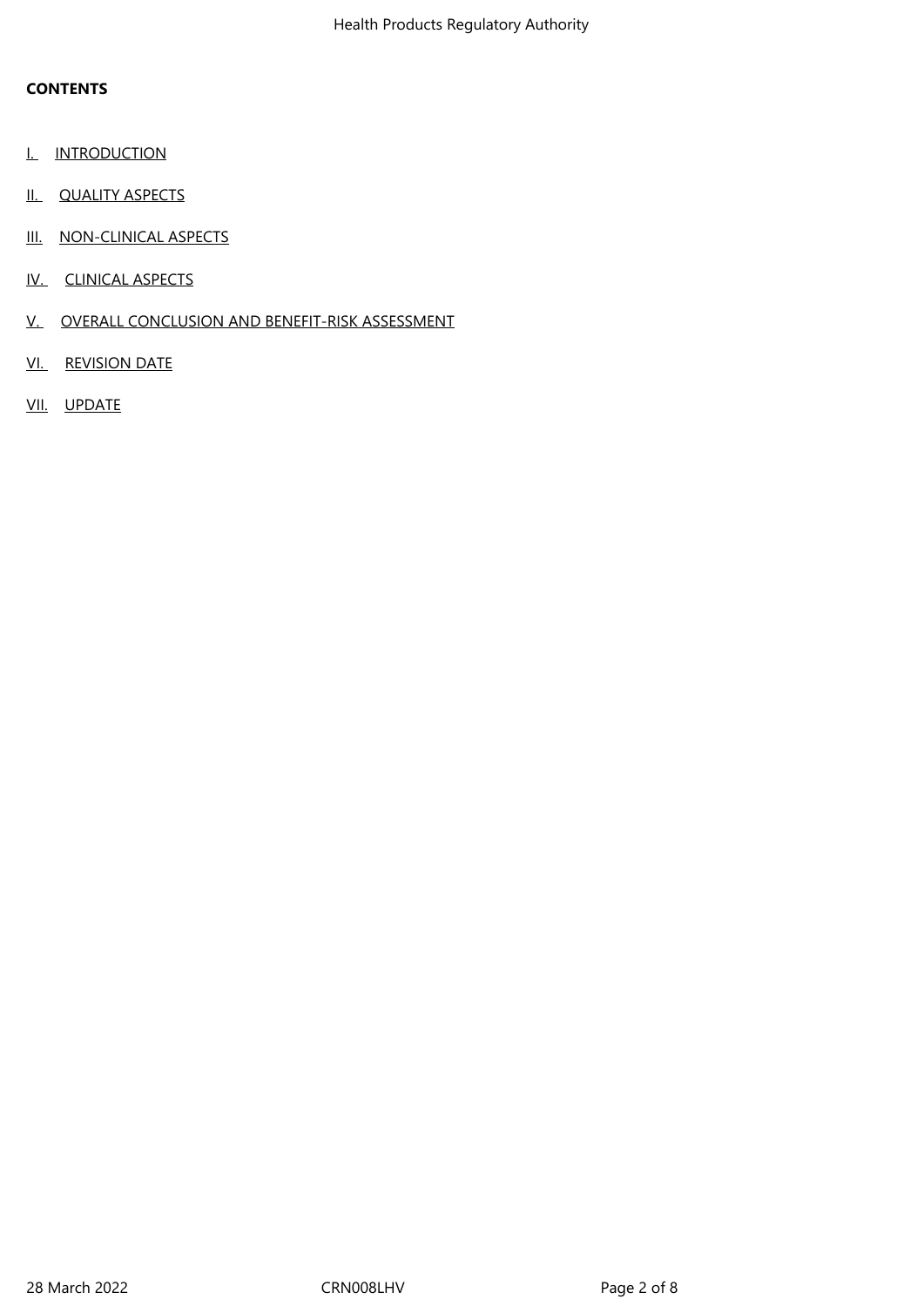**CONTENTS**

I. INTRODUCTION

II. QUALITY ASPECTS

III. NON-CLINICAL ASPECTS

IV. CLINICAL ASPECTS

V. OVERALL CONCLUSION AND BENEFIT-RISK ASSESSMENT

VI. REVISION DATE

VII. UPDATE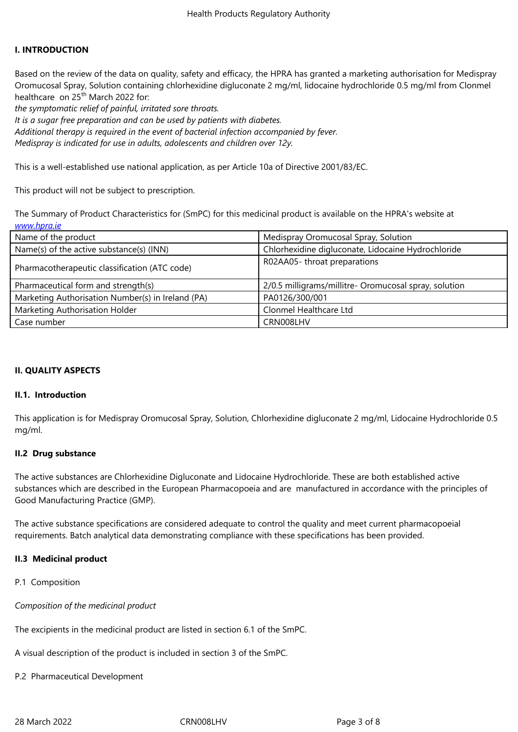## I. INTRODUCTION

Based on the review of the data on quality, safety and efficacy, the HPRA has granted a marketing authorisation for Medispray Oromucosal Spray, Solution containing chlorhexidine digluconate 2 mg/ml, lidocaine hydrochloride 0.5 mg/ml from Clonmel healthcare on 25th March 2022 for:

*the symptomatic relief of painful, irritated sore throats.*
*It is a sugar free preparation and can be used by patients with diabetes.*
*Additional therapy is required in the event of bacterial infection accompanied by fever.*
*Medispray is indicated for use in adults, adolescents and children over 12y.*

This is a well-established use national application, as per Article 10a of Directive 2001/83/EC.

This product will not be subject to prescription.

The Summary of Product Characteristics for (SmPC) for this medicinal product is available on the HPRA's website at *www.hpra.ie*

| Name of the product | Medispray Oromucosal Spray, Solution |
|---|---|
| Name(s) of the active substance(s) (INN) | Chlorhexidine digluconate, Lidocaine Hydrochloride |
| Pharmacotherapeutic classification (ATC code) | R02AA05- throat preparations |
| Pharmaceutical form and strength(s) | 2/0.5 milligrams/millitre- Oromucosal spray, solution |
| Marketing Authorisation Number(s) in Ireland (PA) | PA0126/300/001 |
| Marketing Authorisation Holder | Clonmel Healthcare Ltd |
| Case number | CRN008LHV |

## II. QUALITY ASPECTS

### II.1. Introduction

This application is for Medispray Oromucosal Spray, Solution, Chlorhexidine digluconate 2 mg/ml, Lidocaine Hydrochloride 0.5 mg/ml.

### II.2 Drug substance

The active substances are Chlorhexidine Digluconate and Lidocaine Hydrochloride. These are both established active substances which are described in the European Pharmacopoeia and are manufactured in accordance with the principles of Good Manufacturing Practice (GMP).

The active substance specifications are considered adequate to control the quality and meet current pharmacopoeial requirements. Batch analytical data demonstrating compliance with these specifications has been provided.

### II.3 Medicinal product

P.1 Composition

*Composition of the medicinal product*

The excipients in the medicinal product are listed in section 6.1 of the SmPC.

A visual description of the product is included in section 3 of the SmPC.

P.2 Pharmaceutical Development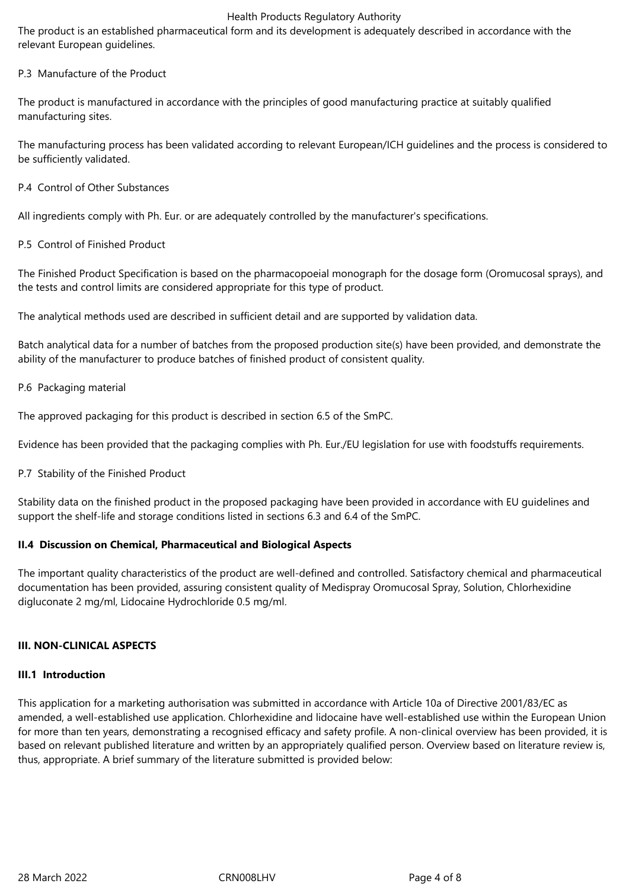The product is an established pharmaceutical form and its development is adequately described in accordance with the relevant European guidelines.

P.3 Manufacture of the Product

The product is manufactured in accordance with the principles of good manufacturing practice at suitably qualified manufacturing sites.

The manufacturing process has been validated according to relevant European/ICH guidelines and the process is considered to be sufficiently validated.

P.4 Control of Other Substances

All ingredients comply with Ph. Eur. or are adequately controlled by the manufacturer's specifications.

P.5 Control of Finished Product

The Finished Product Specification is based on the pharmacopoeial monograph for the dosage form (Oromucosal sprays), and the tests and control limits are considered appropriate for this type of product.

The analytical methods used are described in sufficient detail and are supported by validation data.

Batch analytical data for a number of batches from the proposed production site(s) have been provided, and demonstrate the ability of the manufacturer to produce batches of finished product of consistent quality.

P.6 Packaging material

The approved packaging for this product is described in section 6.5 of the SmPC.

Evidence has been provided that the packaging complies with Ph. Eur./EU legislation for use with foodstuffs requirements.

P.7 Stability of the Finished Product

Stability data on the finished product in the proposed packaging have been provided in accordance with EU guidelines and support the shelf-life and storage conditions listed in sections 6.3 and 6.4 of the SmPC.

### II.4 Discussion on Chemical, Pharmaceutical and Biological Aspects

The important quality characteristics of the product are well-defined and controlled. Satisfactory chemical and pharmaceutical documentation has been provided, assuring consistent quality of Medispray Oromucosal Spray, Solution, Chlorhexidine digluconate 2 mg/ml, Lidocaine Hydrochloride 0.5 mg/ml.

## III. NON-CLINICAL ASPECTS

### III.1 Introduction

This application for a marketing authorisation was submitted in accordance with Article 10a of Directive 2001/83/EC as amended, a well-established use application. Chlorhexidine and lidocaine have well-established use within the European Union for more than ten years, demonstrating a recognised efficacy and safety profile. A non-clinical overview has been provided, it is based on relevant published literature and written by an appropriately qualified person. Overview based on literature review is, thus, appropriate. A brief summary of the literature submitted is provided below: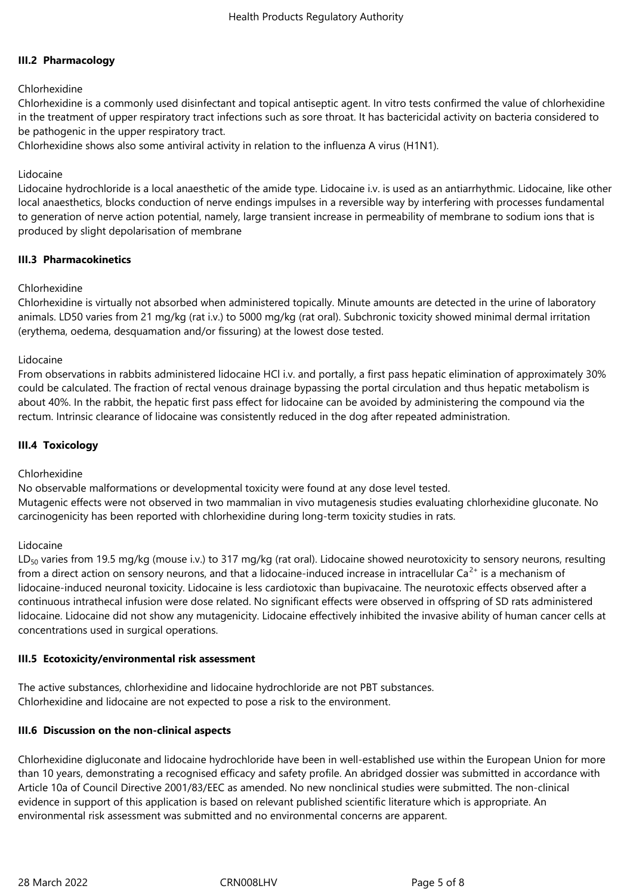### III.2 Pharmacology

Chlorhexidine

Chlorhexidine is a commonly used disinfectant and topical antiseptic agent. In vitro tests confirmed the value of chlorhexidine in the treatment of upper respiratory tract infections such as sore throat. It has bactericidal activity on bacteria considered to be pathogenic in the upper respiratory tract.
Chlorhexidine shows also some antiviral activity in relation to the influenza A virus (H1N1).

Lidocaine

Lidocaine hydrochloride is a local anaesthetic of the amide type. Lidocaine i.v. is used as an antiarrhythmic. Lidocaine, like other local anaesthetics, blocks conduction of nerve endings impulses in a reversible way by interfering with processes fundamental to generation of nerve action potential, namely, large transient increase in permeability of membrane to sodium ions that is produced by slight depolarisation of membrane

### III.3 Pharmacokinetics

Chlorhexidine

Chlorhexidine is virtually not absorbed when administered topically. Minute amounts are detected in the urine of laboratory animals. LD50 varies from 21 mg/kg (rat i.v.) to 5000 mg/kg (rat oral). Subchronic toxicity showed minimal dermal irritation (erythema, oedema, desquamation and/or fissuring) at the lowest dose tested.

Lidocaine

From observations in rabbits administered lidocaine HCl i.v. and portally, a first pass hepatic elimination of approximately 30% could be calculated. The fraction of rectal venous drainage bypassing the portal circulation and thus hepatic metabolism is about 40%. In the rabbit, the hepatic first pass effect for lidocaine can be avoided by administering the compound via the rectum. Intrinsic clearance of lidocaine was consistently reduced in the dog after repeated administration.

### III.4 Toxicology

Chlorhexidine

No observable malformations or developmental toxicity were found at any dose level tested.
Mutagenic effects were not observed in two mammalian in vivo mutagenesis studies evaluating chlorhexidine gluconate. No carcinogenicity has been reported with chlorhexidine during long-term toxicity studies in rats.

Lidocaine

$LD_{50}$ varies from 19.5 mg/kg (mouse i.v.) to 317 mg/kg (rat oral). Lidocaine showed neurotoxicity to sensory neurons, resulting from a direct action on sensory neurons, and that a lidocaine-induced increase in intracellular $Ca^{2+}$ is a mechanism of lidocaine-induced neuronal toxicity. Lidocaine is less cardiotoxic than bupivacaine. The neurotoxic effects observed after a continuous intrathecal infusion were dose related. No significant effects were observed in offspring of SD rats administered lidocaine. Lidocaine did not show any mutagenicity. Lidocaine effectively inhibited the invasive ability of human cancer cells at concentrations used in surgical operations.

### III.5 Ecotoxicity/environmental risk assessment

The active substances, chlorhexidine and lidocaine hydrochloride are not PBT substances.
Chlorhexidine and lidocaine are not expected to pose a risk to the environment.

### III.6 Discussion on the non-clinical aspects

Chlorhexidine digluconate and lidocaine hydrochloride have been in well-established use within the European Union for more than 10 years, demonstrating a recognised efficacy and safety profile. An abridged dossier was submitted in accordance with Article 10a of Council Directive 2001/83/EEC as amended. No new nonclinical studies were submitted. The non-clinical evidence in support of this application is based on relevant published scientific literature which is appropriate. An environmental risk assessment was submitted and no environmental concerns are apparent.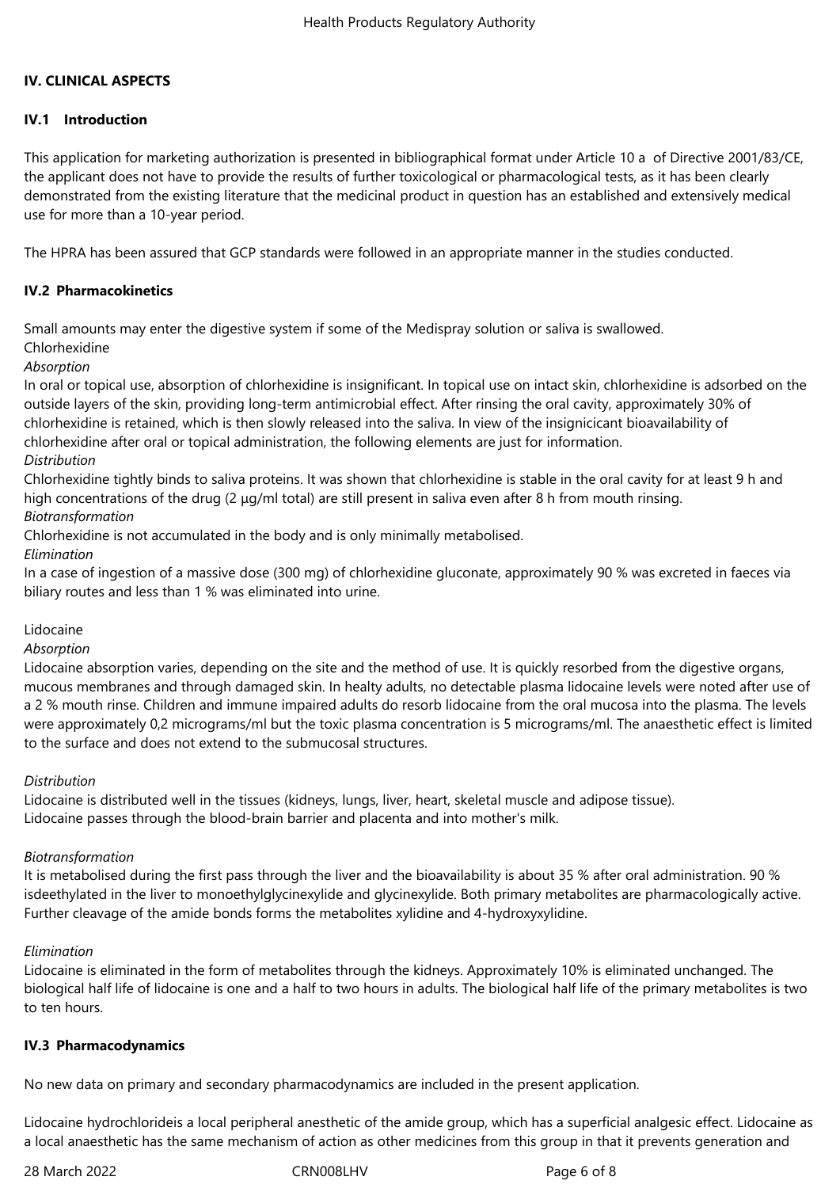## IV. CLINICAL ASPECTS

### IV.1 Introduction

This application for marketing authorization is presented in bibliographical format under Article 10 a of Directive 2001/83/CE, the applicant does not have to provide the results of further toxicological or pharmacological tests, as it has been clearly demonstrated from the existing literature that the medicinal product in question has an established and extensively medical use for more than a 10-year period.

The HPRA has been assured that GCP standards were followed in an appropriate manner in the studies conducted.

### IV.2 Pharmacokinetics

Small amounts may enter the digestive system if some of the Medispray solution or saliva is swallowed.

Chlorhexidine

*Absorption*

In oral or topical use, absorption of chlorhexidine is insignificant. In topical use on intact skin, chlorhexidine is adsorbed on the outside layers of the skin, providing long-term antimicrobial effect. After rinsing the oral cavity, approximately 30% of chlorhexidine is retained, which is then slowly released into the saliva. In view of the insignicicant bioavailability of chlorhexidine after oral or topical administration, the following elements are just for information.

*Distribution*

Chlorhexidine tightly binds to saliva proteins. It was shown that chlorhexidine is stable in the oral cavity for at least 9 h and high concentrations of the drug (2 µg/ml total) are still present in saliva even after 8 h from mouth rinsing.

*Biotransformation*

Chlorhexidine is not accumulated in the body and is only minimally metabolised.

*Elimination*

In a case of ingestion of a massive dose (300 mg) of chlorhexidine gluconate, approximately 90 % was excreted in faeces via biliary routes and less than 1 % was eliminated into urine.

Lidocaine

*Absorption*

Lidocaine absorption varies, depending on the site and the method of use. It is quickly resorbed from the digestive organs, mucous membranes and through damaged skin. In healty adults, no detectable plasma lidocaine levels were noted after use of a 2 % mouth rinse. Children and immune impaired adults do resorb lidocaine from the oral mucosa into the plasma. The levels were approximately 0,2 micrograms/ml but the toxic plasma concentration is 5 micrograms/ml. The anaesthetic effect is limited to the surface and does not extend to the submucosal structures.

*Distribution*

Lidocaine is distributed well in the tissues (kidneys, lungs, liver, heart, skeletal muscle and adipose tissue).
Lidocaine passes through the blood-brain barrier and placenta and into mother's milk.

*Biotransformation*

It is metabolised during the first pass through the liver and the bioavailability is about 35 % after oral administration. 90 % isdeethylated in the liver to monoethylglycinexylide and glycinexylide. Both primary metabolites are pharmacologically active. Further cleavage of the amide bonds forms the metabolites xylidine and 4-hydroxyxylidine.

*Elimination*

Lidocaine is eliminated in the form of metabolites through the kidneys. Approximately 10% is eliminated unchanged. The biological half life of lidocaine is one and a half to two hours in adults. The biological half life of the primary metabolites is two to ten hours.

### IV.3 Pharmacodynamics

No new data on primary and secondary pharmacodynamics are included in the present application.

Lidocaine hydrochlorideis a local peripheral anesthetic of the amide group, which has a superficial analgesic effect. Lidocaine as a local anaesthetic has the same mechanism of action as other medicines from this group in that it prevents generation and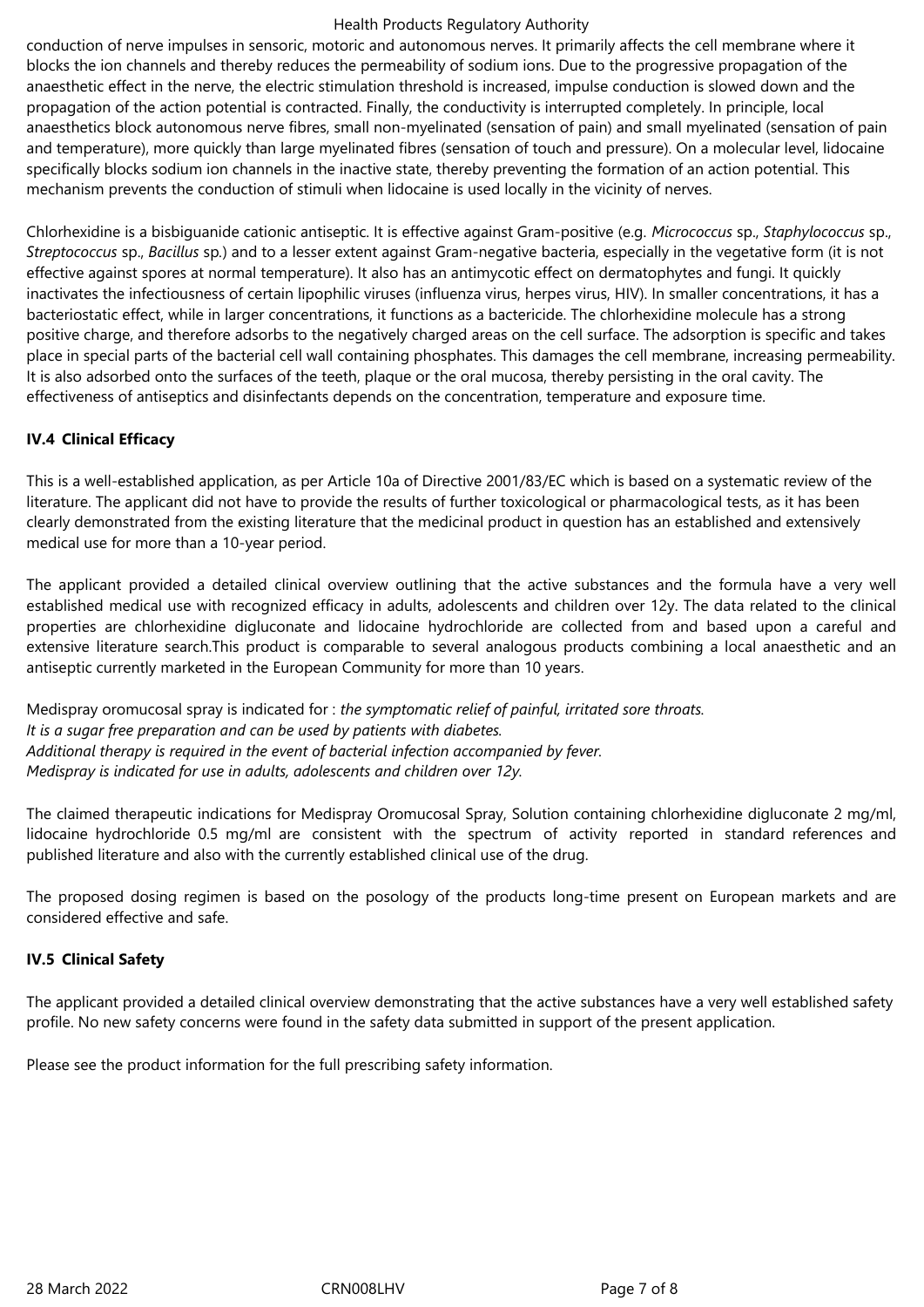conduction of nerve impulses in sensoric, motoric and autonomous nerves. It primarily affects the cell membrane where it blocks the ion channels and thereby reduces the permeability of sodium ions. Due to the progressive propagation of the anaesthetic effect in the nerve, the electric stimulation threshold is increased, impulse conduction is slowed down and the propagation of the action potential is contracted. Finally, the conductivity is interrupted completely. In principle, local anaesthetics block autonomous nerve fibres, small non-myelinated (sensation of pain) and small myelinated (sensation of pain and temperature), more quickly than large myelinated fibres (sensation of touch and pressure). On a molecular level, lidocaine specifically blocks sodium ion channels in the inactive state, thereby preventing the formation of an action potential. This mechanism prevents the conduction of stimuli when lidocaine is used locally in the vicinity of nerves.

Chlorhexidine is a bisbiguanide cationic antiseptic. It is effective against Gram-positive (e.g. *Micrococcus* sp., *Staphylococcus* sp., *Streptococcus* sp., *Bacillus* sp.) and to a lesser extent against Gram-negative bacteria, especially in the vegetative form (it is not effective against spores at normal temperature). It also has an antimycotic effect on dermatophytes and fungi. It quickly inactivates the infectiousness of certain lipophilic viruses (influenza virus, herpes virus, HIV). In smaller concentrations, it has a bacteriostatic effect, while in larger concentrations, it functions as a bactericide. The chlorhexidine molecule has a strong positive charge, and therefore adsorbs to the negatively charged areas on the cell surface. The adsorption is specific and takes place in special parts of the bacterial cell wall containing phosphates. This damages the cell membrane, increasing permeability. It is also adsorbed onto the surfaces of the teeth, plaque or the oral mucosa, thereby persisting in the oral cavity. The effectiveness of antiseptics and disinfectants depends on the concentration, temperature and exposure time.

### IV.4 Clinical Efficacy

This is a well-established application, as per Article 10a of Directive 2001/83/EC which is based on a systematic review of the literature. The applicant did not have to provide the results of further toxicological or pharmacological tests, as it has been clearly demonstrated from the existing literature that the medicinal product in question has an established and extensively medical use for more than a 10-year period.

The applicant provided a detailed clinical overview outlining that the active substances and the formula have a very well established medical use with recognized efficacy in adults, adolescents and children over 12y. The data related to the clinical properties are chlorhexidine digluconate and lidocaine hydrochloride are collected from and based upon a careful and extensive literature search.This product is comparable to several analogous products combining a local anaesthetic and an antiseptic currently marketed in the European Community for more than 10 years.

Medispray oromucosal spray is indicated for : *the symptomatic relief of painful, irritated sore throats.*
*It is a sugar free preparation and can be used by patients with diabetes.*
*Additional therapy is required in the event of bacterial infection accompanied by fever.*
*Medispray is indicated for use in adults, adolescents and children over 12y.*

The claimed therapeutic indications for Medispray Oromucosal Spray, Solution containing chlorhexidine digluconate 2 mg/ml, lidocaine hydrochloride 0.5 mg/ml are consistent with the spectrum of activity reported in standard references and published literature and also with the currently established clinical use of the drug.

The proposed dosing regimen is based on the posology of the products long-time present on European markets and are considered effective and safe.

### IV.5 Clinical Safety

The applicant provided a detailed clinical overview demonstrating that the active substances have a very well established safety profile. No new safety concerns were found in the safety data submitted in support of the present application.

Please see the product information for the full prescribing safety information.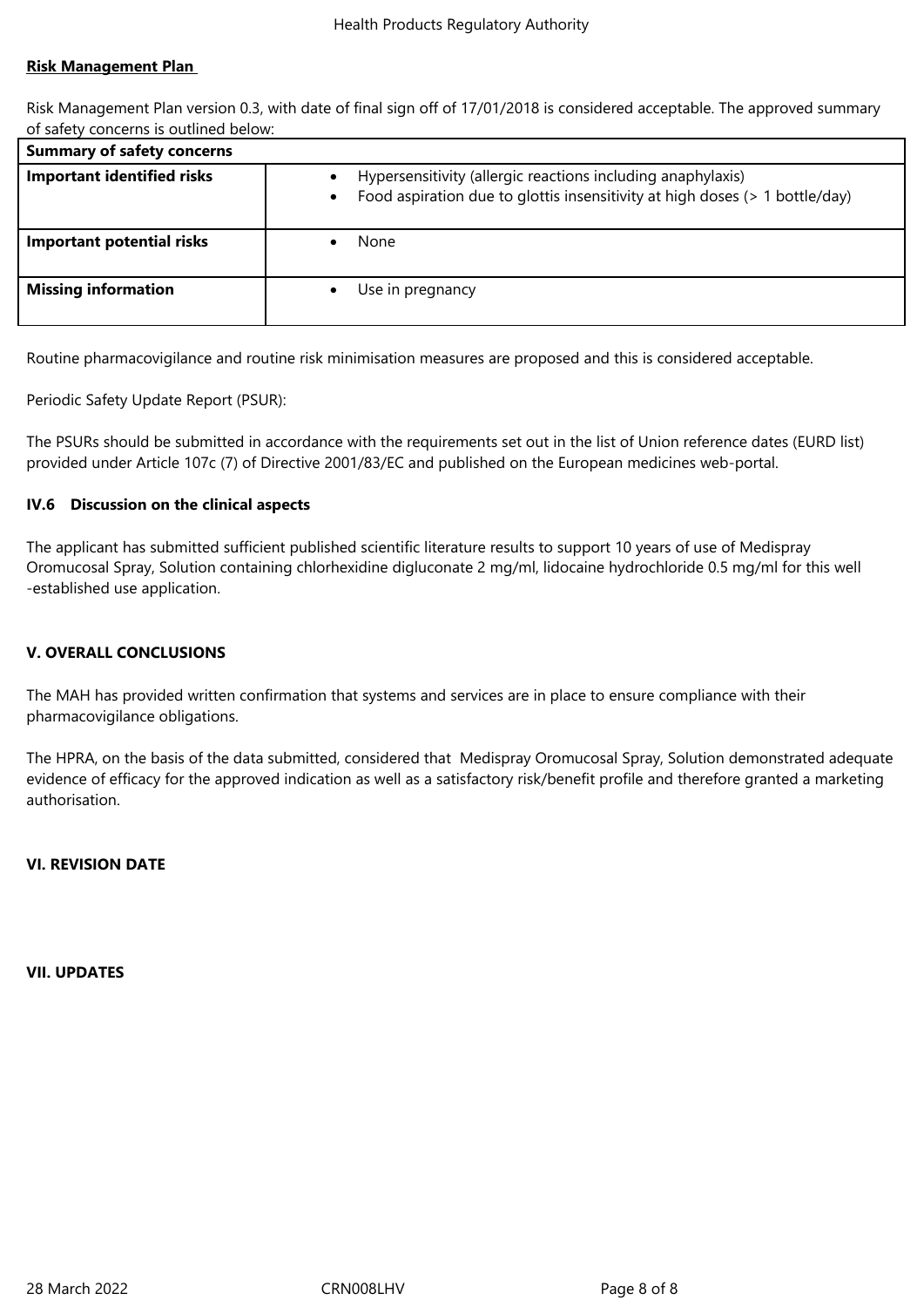**Risk Management Plan**

Risk Management Plan version 0.3, with date of final sign off of 17/01/2018 is considered acceptable. The approved summary of safety concerns is outlined below:

| Summary of safety concerns | |
|---|---|
| **Important identified risks** | • Hypersensitivity (allergic reactions including anaphylaxis)<br>• Food aspiration due to glottis insensitivity at high doses (> 1 bottle/day) |
| **Important potential risks** | • None |
| **Missing information** | • Use in pregnancy |

Routine pharmacovigilance and routine risk minimisation measures are proposed and this is considered acceptable.

Periodic Safety Update Report (PSUR):

The PSURs should be submitted in accordance with the requirements set out in the list of Union reference dates (EURD list) provided under Article 107c (7) of Directive 2001/83/EC and published on the European medicines web-portal.

### IV.6 Discussion on the clinical aspects

The applicant has submitted sufficient published scientific literature results to support 10 years of use of Medispray Oromucosal Spray, Solution containing chlorhexidine digluconate 2 mg/ml, lidocaine hydrochloride 0.5 mg/ml for this well -established use application.

## V. OVERALL CONCLUSIONS

The MAH has provided written confirmation that systems and services are in place to ensure compliance with their pharmacovigilance obligations.

The HPRA, on the basis of the data submitted, considered that Medispray Oromucosal Spray, Solution demonstrated adequate evidence of efficacy for the approved indication as well as a satisfactory risk/benefit profile and therefore granted a marketing authorisation.

## VI. REVISION DATE

## VII. UPDATES